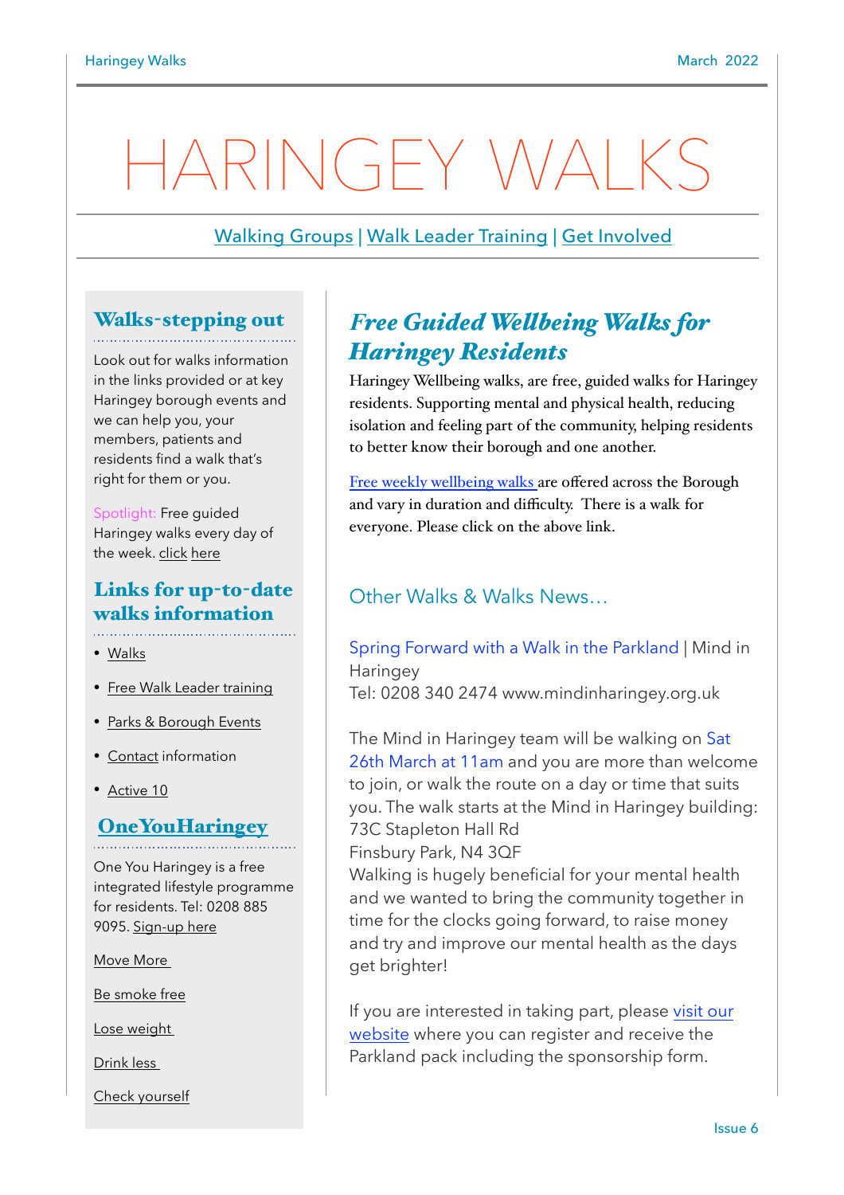# HARINGEY WALKS

Walking Groups | Walk Leader Training | Get Involved

## Walks-stepping out

Look out for walks information in the links provided or at key Haringey borough events and we can help you, your members, patients and residents find a walk that's right for them or you.

Spotlight: Free guided Haringey walks every day of the week. click here

## Links for up-to-date walks information

- Walks
- Free Walk Leader training
- Parks & Borough Events
- Contact information
- Active 10

## OneYouHaringey

One You Haringey is a free integrated lifestyle programme for residents. Tel: 0208 885 9095. Sign-up here

Move More

Be smoke free

Lose weight

Drink less

Check yourself

## *Free Guided Wellbeing Walks for Haringey Residents*

Haringey Wellbeing walks, are free, guided walks for Haringey residents. Supporting mental and physical health, reducing isolation and feeling part of the community, helping residents to better know their borough and one another.

Free weekly wellbeing walks are offered across the Borough and vary in duration and difficulty. There is a walk for everyone. Please click on the above link.

### Other Walks & Walks News…

Spring Forward with a Walk in the Parkland | Mind in Haringey
Tel: 0208 340 2474 www.mindinharingey.org.uk

The Mind in Haringey team will be walking on Sat 26th March at 11am and you are more than welcome to join, or walk the route on a day or time that suits you. The walk starts at the Mind in Haringey building:
73C Stapleton Hall Rd
Finsbury Park, N4 3QF
Walking is hugely beneficial for your mental health and we wanted to bring the community together in time for the clocks going forward, to raise money and try and improve our mental health as the days get brighter!

If you are interested in taking part, please visit our website where you can register and receive the Parkland pack including the sponsorship form.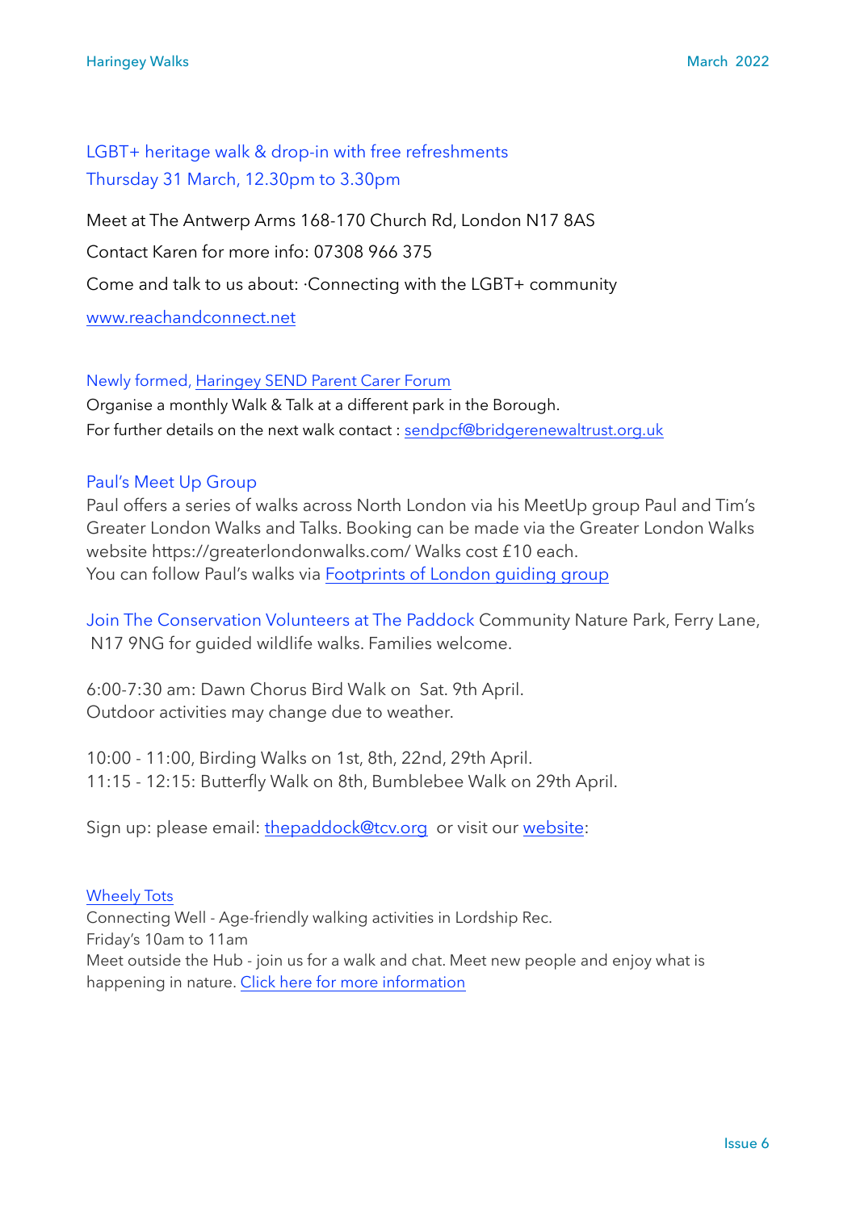## LGBT+ heritage walk & drop-in with free refreshments
## Thursday 31 March, 12.30pm to 3.30pm

Meet at The Antwerp Arms 168-170 Church Rd, London N17 8AS

Contact Karen for more info: 07308 966 375

Come and talk to us about: ·Connecting with the LGBT+ community

www.reachandconnect.net

### Newly formed, Haringey SEND Parent Carer Forum

Organise a monthly Walk & Talk at a different park in the Borough.
For further details on the next walk contact : sendpcf@bridgerenewaltrust.org.uk

### Paul's Meet Up Group

Paul offers a series of walks across North London via his MeetUp group Paul and Tim's Greater London Walks and Talks. Booking can be made via the Greater London Walks website https://greaterlondonwalks.com/ Walks cost £10 each.
You can follow Paul's walks via Footprints of London guiding group

**Join The Conservation Volunteers at The Paddock** Community Nature Park, Ferry Lane, N17 9NG for guided wildlife walks. Families welcome.

6:00-7:30 am: Dawn Chorus Bird Walk on Sat. 9th April.
Outdoor activities may change due to weather.

10:00 - 11:00, Birding Walks on 1st, 8th, 22nd, 29th April.
11:15 - 12:15: Butterfly Walk on 8th, Bumblebee Walk on 29th April.

Sign up: please email: thepaddock@tcv.org or visit our website:

### Wheely Tots

Connecting Well - Age-friendly walking activities in Lordship Rec.
Friday's 10am to 11am
Meet outside the Hub - join us for a walk and chat. Meet new people and enjoy what is happening in nature. Click here for more information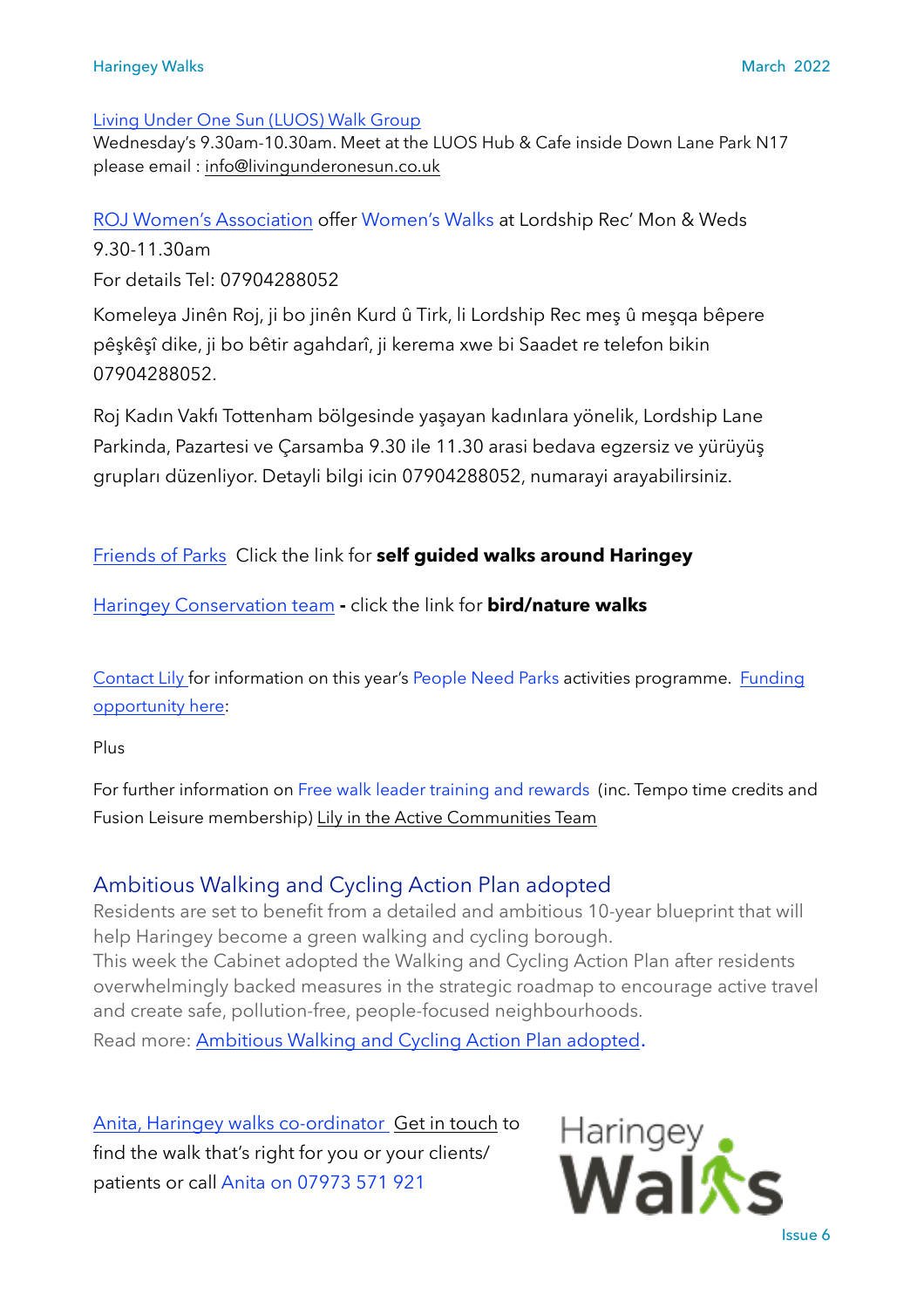Living Under One Sun (LUOS) Walk Group
Wednesday's 9.30am-10.30am. Meet at the LUOS Hub & Cafe inside Down Lane Park N17
please email : info@livingunderonesun.co.uk

ROJ Women's Association offer Women's Walks at Lordship Rec' Mon & Weds
9.30-11.30am
For details Tel: 07904288052

Komeleya Jinên Roj, ji bo jinên Kurd û Tirk, li Lordship Rec meş û meşqa bêpere pêşkêşî dike, ji bo bêtir agahdarî, ji kerema xwe bi Saadet re telefon bikin 07904288052.

Roj Kadın Vakfı Tottenham bölgesinde yaşayan kadınlara yönelik, Lordship Lane Parkinda, Pazartesi ve Çarsamba 9.30 ile 11.30 arasi bedava egzersiz ve yürüyüş grupları düzenliyor. Detayli bilgi icin 07904288052, numarayi arayabilirsiniz.

Friends of Parks Click the link for **self guided walks around Haringey**

Haringey Conservation team **-** click the link for **bird/nature walks**

Contact Lily for information on this year's People Need Parks activities programme. Funding opportunity here:

Plus

For further information on Free walk leader training and rewards (inc. Tempo time credits and Fusion Leisure membership) Lily in the Active Communities Team

## Ambitious Walking and Cycling Action Plan adopted

Residents are set to benefit from a detailed and ambitious 10-year blueprint that will help Haringey become a green walking and cycling borough.
This week the Cabinet adopted the Walking and Cycling Action Plan after residents overwhelmingly backed measures in the strategic roadmap to encourage active travel and create safe, pollution-free, people-focused neighbourhoods.
Read more: Ambitious Walking and Cycling Action Plan adopted.

Anita, Haringey walks co-ordinator Get in touch to find the walk that's right for you or your clients/ patients or call Anita on 07973 571 921

Haringey Walks

Issue 6